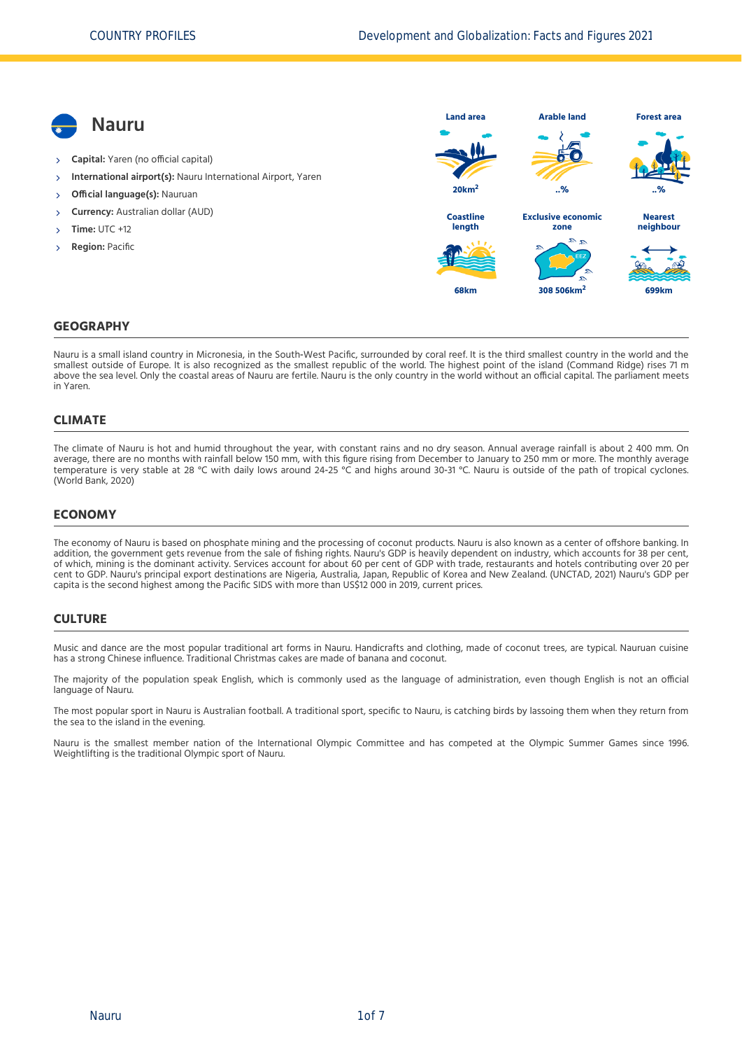# Nauru

- **Capital:** Yaren (no official capital)
- **International airport(s):** Nauru International Airport, Yaren
- **Official language(s):** Nauruan
- **Currency:** Australian dollar (AUD)
- **Time:** UTC +12
- **Region:** Pacific

| Land area | Arable land | Forest area |
|---|---|---|
| 20km$^2$ | ..% | ..% |

| Coastline length | Exclusive economic zone | Nearest neighbour |
|---|---|---|
| 68km | 308 506km$^2$ | 699km |

## GEOGRAPHY

Nauru is a small island country in Micronesia, in the South-West Pacific, surrounded by coral reef. It is the third smallest country in the world and the smallest outside of Europe. It is also recognized as the smallest republic of the world. The highest point of the island (Command Ridge) rises 71 m above the sea level. Only the coastal areas of Nauru are fertile. Nauru is the only country in the world without an official capital. The parliament meets in Yaren.

## CLIMATE

The climate of Nauru is hot and humid throughout the year, with constant rains and no dry season. Annual average rainfall is about 2 400 mm. On average, there are no months with rainfall below 150 mm, with this figure rising from December to January to 250 mm or more. The monthly average temperature is very stable at 28 °C with daily lows around 24-25 °C and highs around 30-31 °C. Nauru is outside of the path of tropical cyclones. (World Bank, 2020)

## ECONOMY

The economy of Nauru is based on phosphate mining and the processing of coconut products. Nauru is also known as a center of offshore banking. In addition, the government gets revenue from the sale of fishing rights. Nauru's GDP is heavily dependent on industry, which accounts for 38 per cent, of which, mining is the dominant activity. Services account for about 60 per cent of GDP with trade, restaurants and hotels contributing over 20 per cent to GDP. Nauru's principal export destinations are Nigeria, Australia, Japan, Republic of Korea and New Zealand. (UNCTAD, 2021) Nauru's GDP per capita is the second highest among the Pacific SIDS with more than US$12 000 in 2019, current prices.

## CULTURE

Music and dance are the most popular traditional art forms in Nauru. Handicrafts and clothing, made of coconut trees, are typical. Nauruan cuisine has a strong Chinese influence. Traditional Christmas cakes are made of banana and coconut.

The majority of the population speak English, which is commonly used as the language of administration, even though English is not an official language of Nauru.

The most popular sport in Nauru is Australian football. A traditional sport, specific to Nauru, is catching birds by lassoing them when they return from the sea to the island in the evening.

Nauru is the smallest member nation of the International Olympic Committee and has competed at the Olympic Summer Games since 1996. Weightlifting is the traditional Olympic sport of Nauru.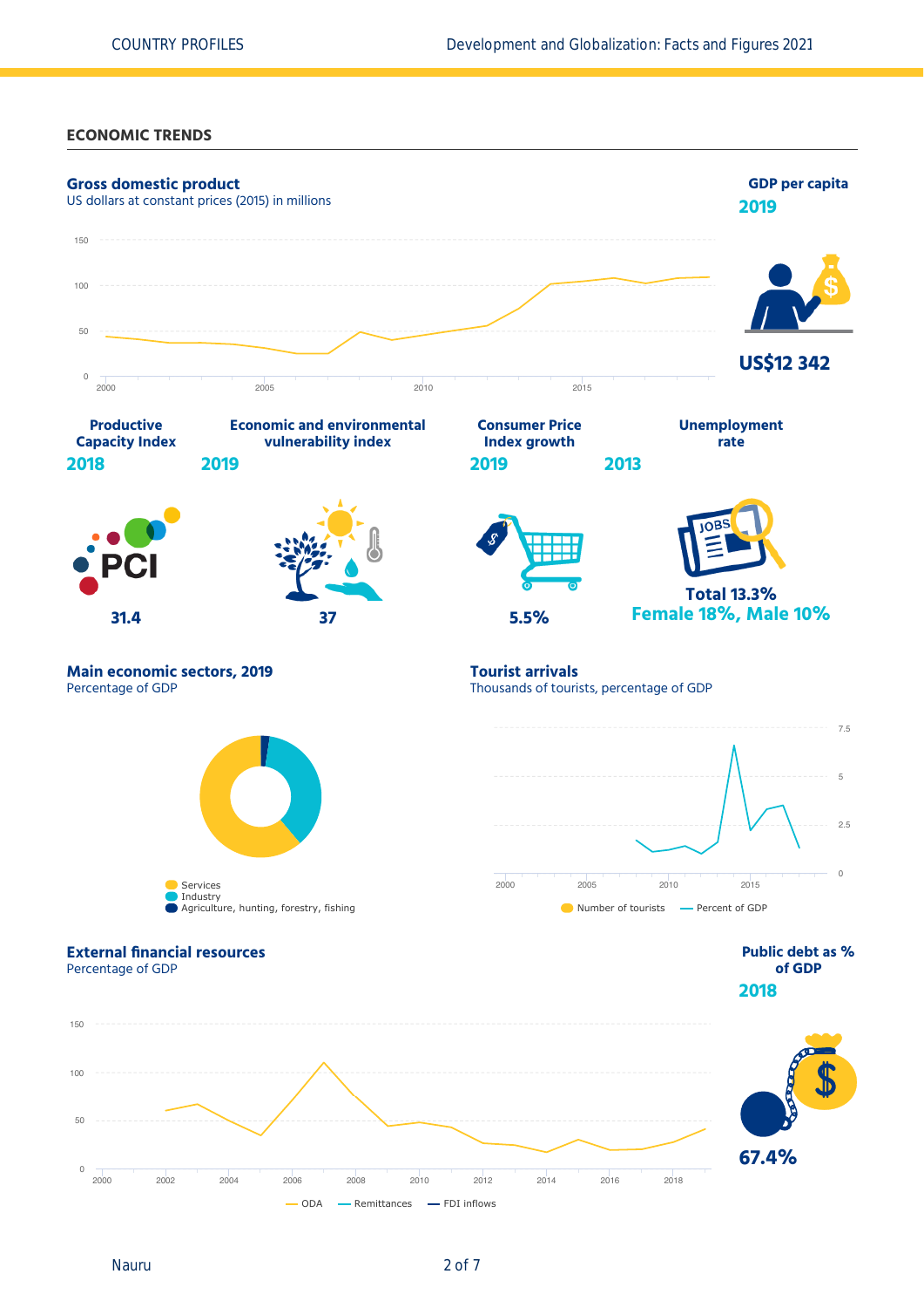## ECONOMIC TRENDS

### Gross domestic product

US dollars at constant prices (2015) in millions

150
100
50
0
2000 2005 2010 2015

### GDP per capita

2019

US$12 342

### Productive Capacity Index

2018

31.4

### Economic and environmental vulnerability index

2019

37

### Consumer Price Index growth

2019

5.5%

### Unemployment rate

2013

Total 13.3%
Female 18%, Male 10%

### Main economic sectors, 2019

Percentage of GDP

- Services
- Industry
- Agriculture, hunting, forestry, fishing

### Tourist arrivals

Thousands of tourists, percentage of GDP

7.5
5
2.5
0
2000 2005 2010 2015

Number of tourists — Percent of GDP

### External financial resources

Percentage of GDP

150
100
50
0
2000 2002 2004 2006 2008 2010 2012 2014 2016 2018

ODA — Remittances — FDI inflows

### Public debt as % of GDP

2018

67.4%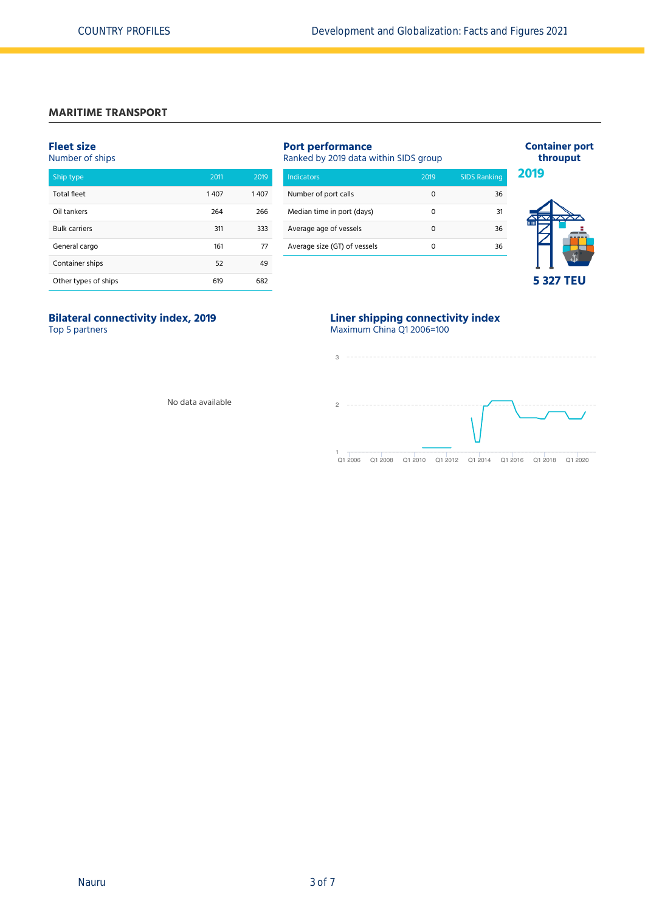## MARITIME TRANSPORT

### Fleet size

Number of ships

| Ship type | 2011 | 2019 |
|---|---|---|
| Total fleet | 1 407 | 1 407 |
| Oil tankers | 264 | 266 |
| Bulk carriers | 311 | 333 |
| General cargo | 161 | 77 |
| Container ships | 52 | 49 |
| Other types of ships | 619 | 682 |

### Port performance

Ranked by 2019 data within SIDS group

| Indicators | 2019 | SIDS Ranking |
|---|---|---|
| Number of port calls | 0 | 36 |
| Median time in port (days) | 0 | 31 |
| Average age of vessels | 0 | 36 |
| Average size (GT) of vessels | 0 | 36 |

### Container port throuput

**2019**

**5 327 TEU**

### Bilateral connectivity index, 2019

Top 5 partners

No data available

### Liner shipping connectivity index

Maximum China Q1 2006=100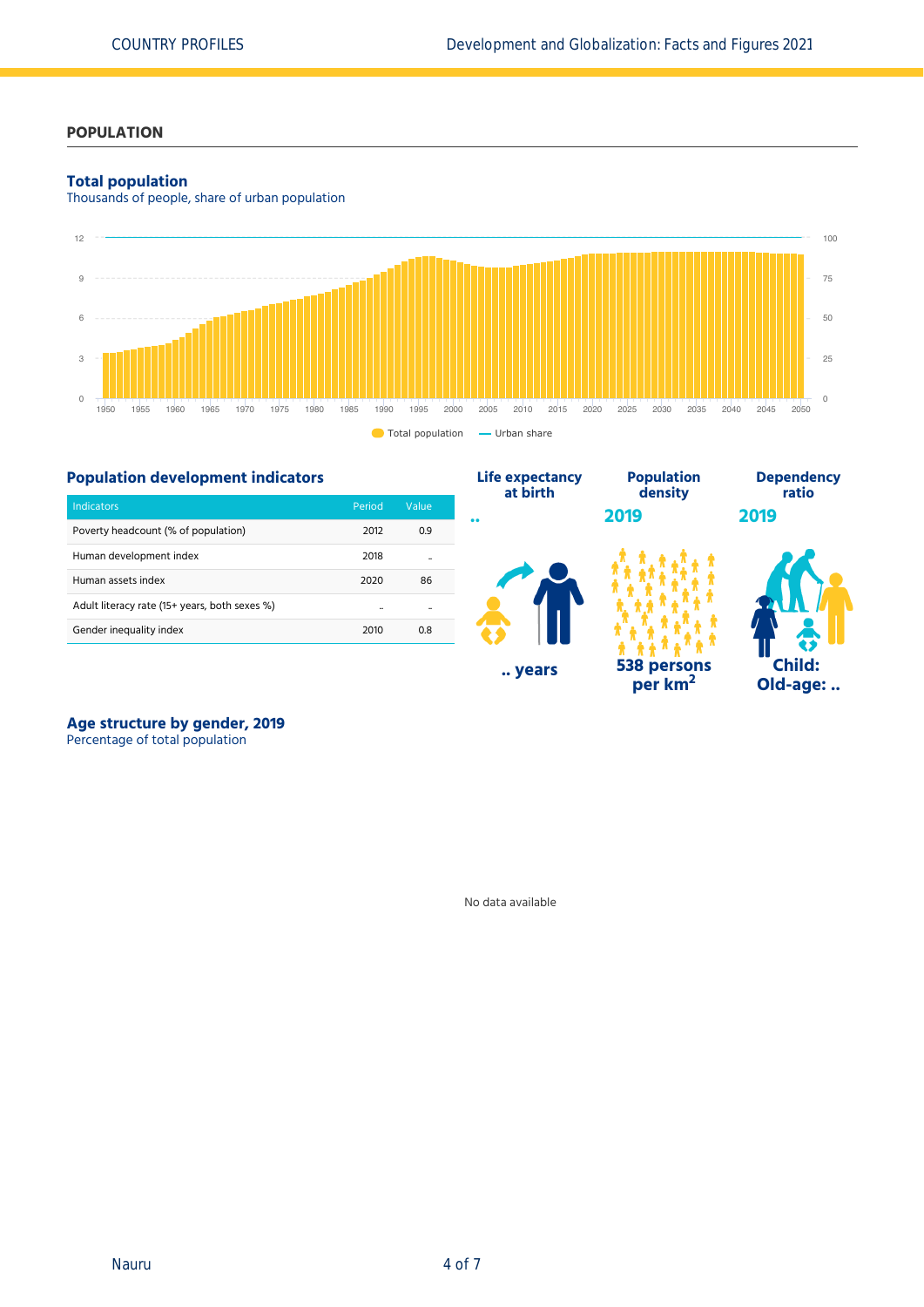## POPULATION

### Total population

Thousands of people, share of urban population

Total population — Urban share

### Population development indicators

| Indicators | Period | Value |
|---|---|---|
| Poverty headcount (% of population) | 2012 | 0.9 |
| Human development index | 2018 | .. |
| Human assets index | 2020 | 86 |
| Adult literacy rate (15+ years, both sexes %) | .. | .. |
| Gender inequality index | 2010 | 0.8 |

**Life expectancy at birth**

..

.. years

**Population density**

2019

538 persons per km$^2$

**Dependency ratio**

2019

Child:
Old-age: ..

### Age structure by gender, 2019

Percentage of total population

No data available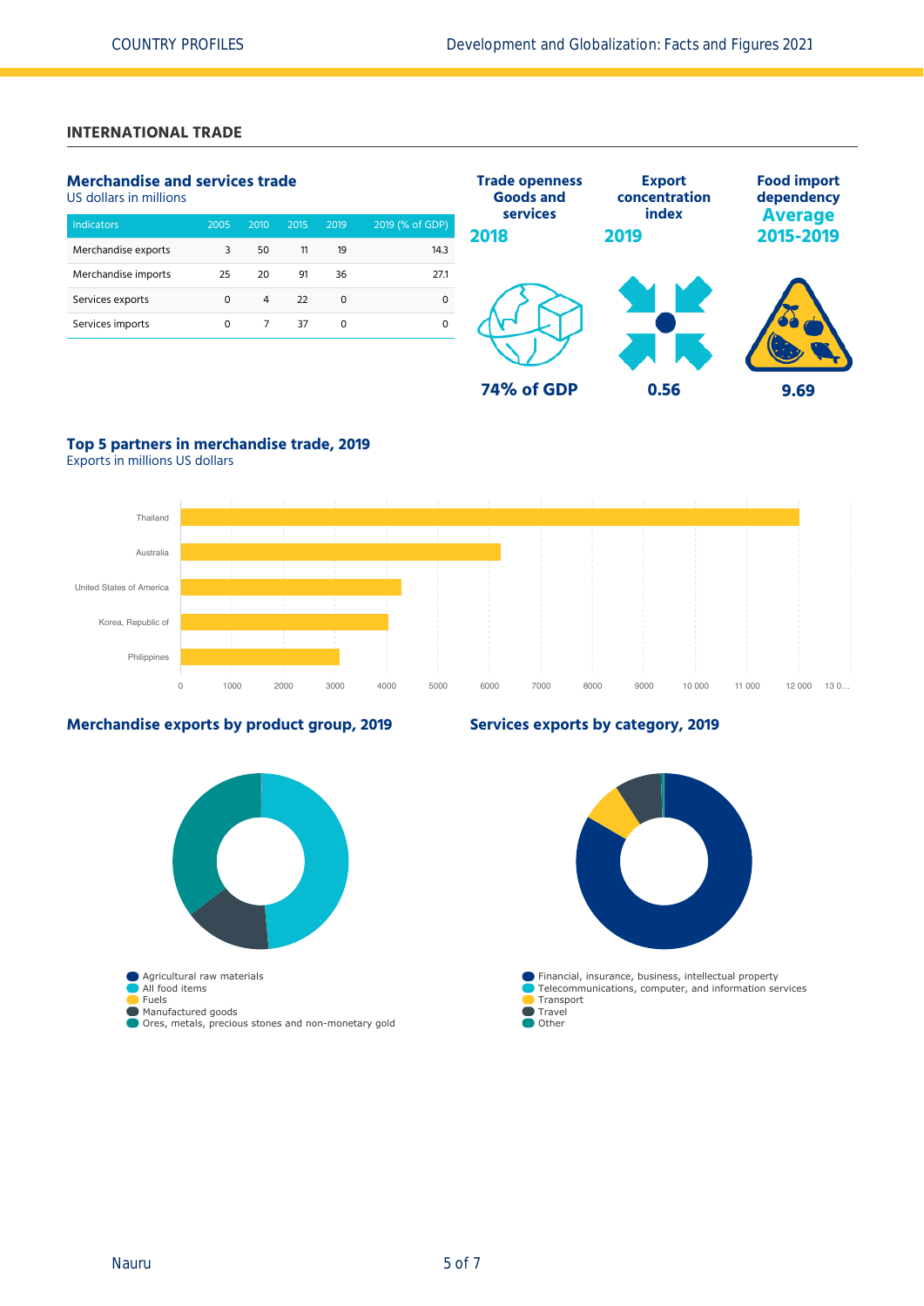## INTERNATIONAL TRADE

### Merchandise and services trade

US dollars in millions

| Indicators | 2005 | 2010 | 2015 | 2019 | 2019 (% of GDP) |
|---|---|---|---|---|---|
| Merchandise exports | 3 | 50 | 11 | 19 | 14.3 |
| Merchandise imports | 25 | 20 | 91 | 36 | 27.1 |
| Services exports | 0 | 4 | 22 | 0 | 0 |
| Services imports | 0 | 7 | 37 | 0 | 0 |

**Trade openness Goods and services 2018**

**74% of GDP**

**Export concentration index 2019**

**0.56**

**Food import dependency Average 2015-2019**

**9.69**

### Top 5 partners in merchandise trade, 2019

Exports in millions US dollars

Thailand, Australia, United States of America, Korea, Republic of, Philippines

0, 1000, 2000, 3000, 4000, 5000, 6000, 7000, 8000, 9000, 10 000, 11 000, 12 000, 13 0…

### Merchandise exports by product group, 2019

- Agricultural raw materials
- All food items
- Fuels
- Manufactured goods
- Ores, metals, precious stones and non-monetary gold

### Services exports by category, 2019

- Financial, insurance, business, intellectual property
- Telecommunications, computer, and information services
- Transport
- Travel
- Other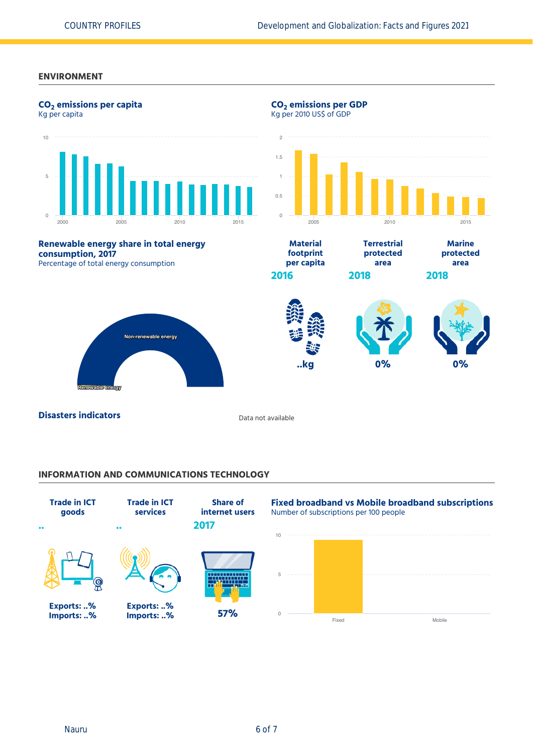## ENVIRONMENT

### $CO_2$ emissions per capita

Kg per capita

### $CO_2$ emissions per GDP

Kg per 2010 US$ of GDP

### Renewable energy share in total energy consumption, 2017

Percentage of total energy consumption

Non-renewable energy

Renewable energy

| Material footprint per capita | Terrestrial protected area | Marine protected area |
|---|---|---|
| 2016 | 2018 | 2018 |
| ..kg | 0% | 0% |

### Disasters indicators

Data not available

## INFORMATION AND COMMUNICATIONS TECHNOLOGY

| Trade in ICT goods | Trade in ICT services | Share of internet users |
|---|---|---|
| .. | .. | 2017 |
| Exports: ..% | Exports: ..% | 57% |
| Imports: ..% | Imports: ..% | |

### Fixed broadband vs Mobile broadband subscriptions

Number of subscriptions per 100 people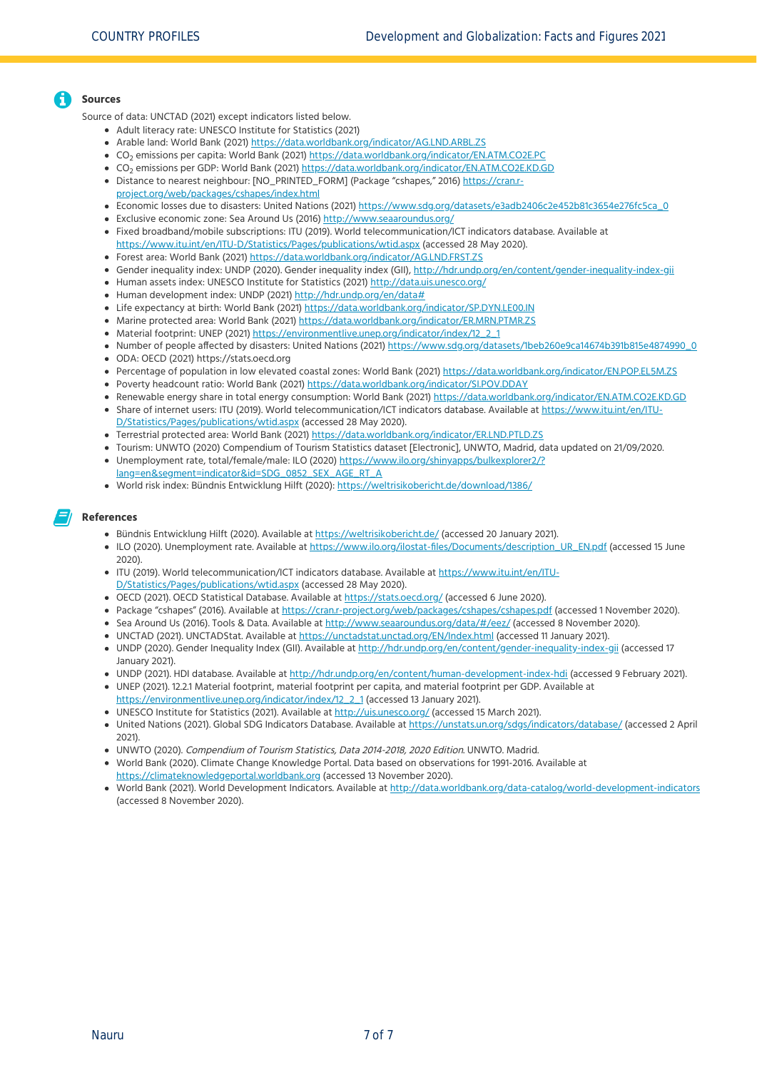## Sources

Source of data: UNCTAD (2021) except indicators listed below.

- Adult literacy rate: UNESCO Institute for Statistics (2021)
- Arable land: World Bank (2021) https://data.worldbank.org/indicator/AG.LND.ARBL.ZS
- $CO_2$ emissions per capita: World Bank (2021) https://data.worldbank.org/indicator/EN.ATM.CO2E.PC
- $CO_2$ emissions per GDP: World Bank (2021) https://data.worldbank.org/indicator/EN.ATM.CO2E.KD.GD
- Distance to nearest neighbour: [NO_PRINTED_FORM] (Package "cshapes," 2016) https://cran.r-project.org/web/packages/cshapes/index.html
- Economic losses due to disasters: United Nations (2021) https://www.sdg.org/datasets/e3adb2406c2e452b81c3654e276fc5ca_0
- Exclusive economic zone: Sea Around Us (2016) http://www.seaaroundus.org/
- Fixed broadband/mobile subscriptions: ITU (2019). World telecommunication/ICT indicators database. Available at https://www.itu.int/en/ITU-D/Statistics/Pages/publications/wtid.aspx (accessed 28 May 2020).
- Forest area: World Bank (2021) https://data.worldbank.org/indicator/AG.LND.FRST.ZS
- Gender inequality index: UNDP (2020). Gender inequality index (GII), http://hdr.undp.org/en/content/gender-inequality-index-gii
- Human assets index: UNESCO Institute for Statistics (2021) http://data.uis.unesco.org/
- Human development index: UNDP (2021) http://hdr.undp.org/en/data#
- Life expectancy at birth: World Bank (2021) https://data.worldbank.org/indicator/SP.DYN.LE00.IN
- Marine protected area: World Bank (2021) https://data.worldbank.org/indicator/ER.MRN.PTMR.ZS
- Material footprint: UNEP (2021) https://environmentlive.unep.org/indicator/index/12_2_1
- Number of people affected by disasters: United Nations (2021) https://www.sdg.org/datasets/1beb260e9ca14674b391b815e4874990_0
- ODA: OECD (2021) https://stats.oecd.org
- Percentage of population in low elevated coastal zones: World Bank (2021) https://data.worldbank.org/indicator/EN.POP.EL5M.ZS
- Poverty headcount ratio: World Bank (2021) https://data.worldbank.org/indicator/SI.POV.DDAY
- Renewable energy share in total energy consumption: World Bank (2021) https://data.worldbank.org/indicator/EN.ATM.CO2E.KD.GD
- Share of internet users: ITU (2019). World telecommunication/ICT indicators database. Available at https://www.itu.int/en/ITU-D/Statistics/Pages/publications/wtid.aspx (accessed 28 May 2020).
- Terrestrial protected area: World Bank (2021) https://data.worldbank.org/indicator/ER.LND.PTLD.ZS
- Tourism: UNWTO (2020) Compendium of Tourism Statistics dataset [Electronic], UNWTO, Madrid, data updated on 21/09/2020.
- Unemployment rate, total/female/male: ILO (2020) https://www.ilo.org/shinyapps/bulkexplorer2/?lang=en&segment=indicator&id=SDG_0852_SEX_AGE_RT_A
- World risk index: Bündnis Entwicklung Hilft (2020): https://weltrisikobericht.de/download/1386/

## References

- Bündnis Entwicklung Hilft (2020). Available at https://weltrisikobericht.de/ (accessed 20 January 2021).
- ILO (2020). Unemployment rate. Available at https://www.ilo.org/ilostat-files/Documents/description_UR_EN.pdf (accessed 15 June 2020).
- ITU (2019). World telecommunication/ICT indicators database. Available at https://www.itu.int/en/ITU-D/Statistics/Pages/publications/wtid.aspx (accessed 28 May 2020).
- OECD (2021). OECD Statistical Database. Available at https://stats.oecd.org/ (accessed 6 June 2020).
- Package "cshapes" (2016). Available at https://cran.r-project.org/web/packages/cshapes/cshapes.pdf (accessed 1 November 2020).
- Sea Around Us (2016). Tools & Data. Available at http://www.seaaroundus.org/data/#/eez/ (accessed 8 November 2020).
- UNCTAD (2021). UNCTADStat. Available at https://unctadstat.unctad.org/EN/Index.html (accessed 11 January 2021).
- UNDP (2020). Gender Inequality Index (GII). Available at http://hdr.undp.org/en/content/gender-inequality-index-gii (accessed 17 January 2021).
- UNDP (2021). HDI database. Available at http://hdr.undp.org/en/content/human-development-index-hdi (accessed 9 February 2021).
- UNEP (2021). 12.2.1 Material footprint, material footprint per capita, and material footprint per GDP. Available at https://environmentlive.unep.org/indicator/index/12_2_1 (accessed 13 January 2021).
- UNESCO Institute for Statistics (2021). Available at http://uis.unesco.org/ (accessed 15 March 2021).
- United Nations (2021). Global SDG Indicators Database. Available at https://unstats.un.org/sdgs/indicators/database/ (accessed 2 April 2021).
- UNWTO (2020). *Compendium of Tourism Statistics, Data 2014-2018, 2020 Edition*. UNWTO. Madrid.
- World Bank (2020). Climate Change Knowledge Portal. Data based on observations for 1991-2016. Available at https://climateknowledgeportal.worldbank.org (accessed 13 November 2020).
- World Bank (2021). World Development Indicators. Available at http://data.worldbank.org/data-catalog/world-development-indicators (accessed 8 November 2020).